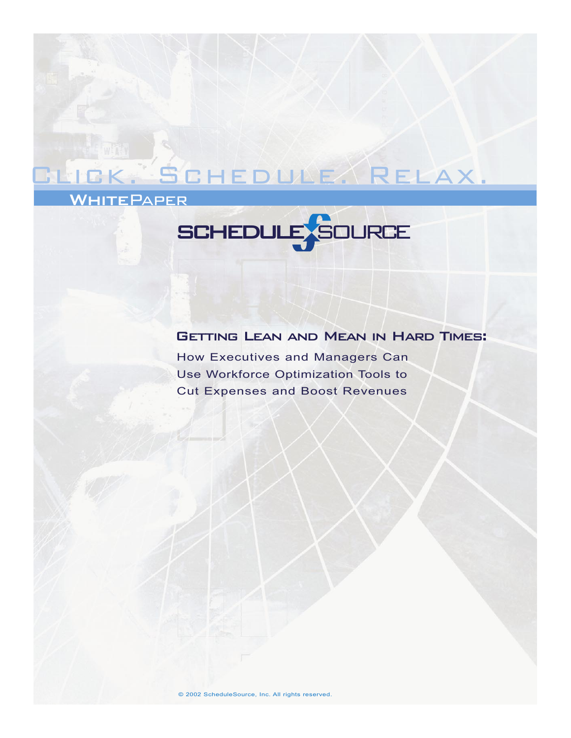# Click. Schedule. Relax.

## WhitePaper

SCHEDULESOURCE

### Getting Lean and Mean in Hard Times:

How Executives and Managers Can Use Workforce Optimization Tools to Cut Expenses and Boost Revenues

© 2002 ScheduleSource, Inc. All rights reserved.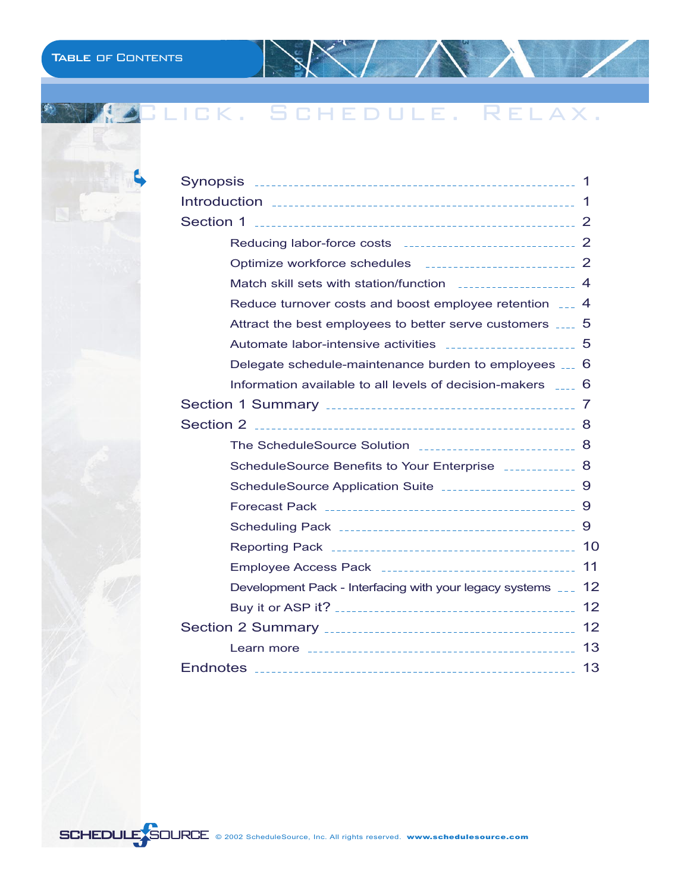# Table of Contents

CLICK. SCHEDULE. RELAX.

| | |
|---|---|
| Synopsis | 1 |
| Introduction | 1 |
| Section 1 | 2 |
| Reducing labor-force costs | 2 |
| Optimize workforce schedules | 2 |
| Match skill sets with station/function | 4 |
| Reduce turnover costs and boost employee retention | 4 |
| Attract the best employees to better serve customers | 5 |
| Automate labor-intensive activities | 5 |
| Delegate schedule-maintenance burden to employees | 6 |
| Information available to all levels of decision-makers | 6 |
| Section 1 Summary | 7 |
| Section 2 | 8 |
| The ScheduleSource Solution | 8 |
| ScheduleSource Benefits to Your Enterprise | 8 |
| ScheduleSource Application Suite | 9 |
| Forecast Pack | 9 |
| Scheduling Pack | 9 |
| Reporting Pack | 10 |
| Employee Access Pack | 11 |
| Development Pack - Interfacing with your legacy systems | 12 |
| Buy it or ASP it? | 12 |
| Section 2 Summary | 12 |
| Learn more | 13 |
| Endnotes | 13 |

SCHEDULESOURCE © 2002 ScheduleSource, Inc. All rights reserved. www.schedulesource.com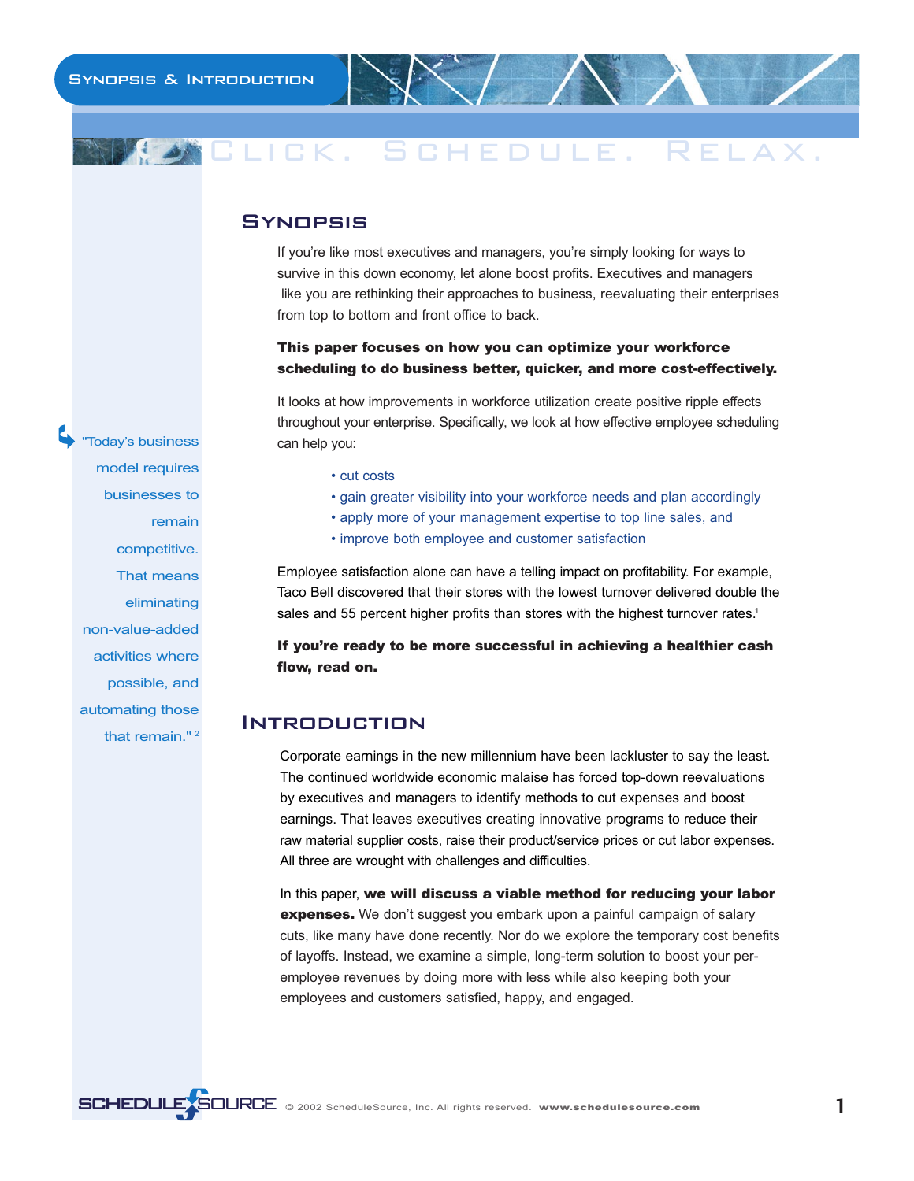Click. Schedule. Relax.

## Synopsis

If you're like most executives and managers, you're simply looking for ways to survive in this down economy, let alone boost profits. Executives and managers like you are rethinking their approaches to business, reevaluating their enterprises from top to bottom and front office to back.

**This paper focuses on how you can optimize your workforce scheduling to do business better, quicker, and more cost-effectively.**

It looks at how improvements in workforce utilization create positive ripple effects throughout your enterprise. Specifically, we look at how effective employee scheduling can help you:

- cut costs
- gain greater visibility into your workforce needs and plan accordingly
- apply more of your management expertise to top line sales, and
- improve both employee and customer satisfaction

Employee satisfaction alone can have a telling impact on profitability. For example, Taco Bell discovered that their stores with the lowest turnover delivered double the sales and 55 percent higher profits than stores with the highest turnover rates.[1]

**If you're ready to be more successful in achieving a healthier cash flow, read on.**

"Today's business model requires businesses to remain competitive. That means eliminating non-value-added activities where possible, and automating those that remain." [2]

## Introduction

Corporate earnings in the new millennium have been lackluster to say the least. The continued worldwide economic malaise has forced top-down reevaluations by executives and managers to identify methods to cut expenses and boost earnings. That leaves executives creating innovative programs to reduce their raw material supplier costs, raise their product/service prices or cut labor expenses. All three are wrought with challenges and difficulties.

In this paper, **we will discuss a viable method for reducing your labor expenses.** We don't suggest you embark upon a painful campaign of salary cuts, like many have done recently. Nor do we explore the temporary cost benefits of layoffs. Instead, we examine a simple, long-term solution to boost your per-employee revenues by doing more with less while also keeping both your employees and customers satisfied, happy, and engaged.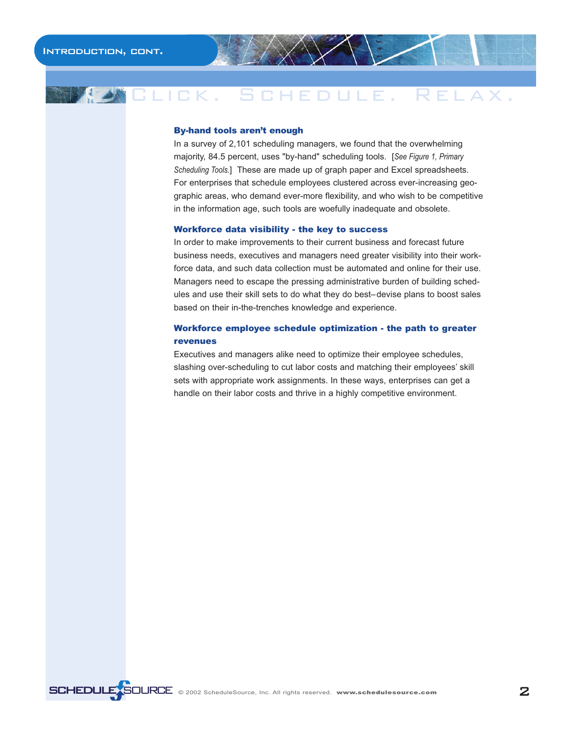### By-hand tools aren't enough

In a survey of 2,101 scheduling managers, we found that the overwhelming majority, 84.5 percent, uses "by-hand" scheduling tools. [*See Figure 1, Primary Scheduling Tools.*] These are made up of graph paper and Excel spreadsheets. For enterprises that schedule employees clustered across ever-increasing geographic areas, who demand ever-more flexibility, and who wish to be competitive in the information age, such tools are woefully inadequate and obsolete.

### Workforce data visibility - the key to success

In order to make improvements to their current business and forecast future business needs, executives and managers need greater visibility into their workforce data, and such data collection must be automated and online for their use. Managers need to escape the pressing administrative burden of building schedules and use their skill sets to do what they do best–devise plans to boost sales based on their in-the-trenches knowledge and experience.

### Workforce employee schedule optimization - the path to greater revenues

Executives and managers alike need to optimize their employee schedules, slashing over-scheduling to cut labor costs and matching their employees' skill sets with appropriate work assignments. In these ways, enterprises can get a handle on their labor costs and thrive in a highly competitive environment.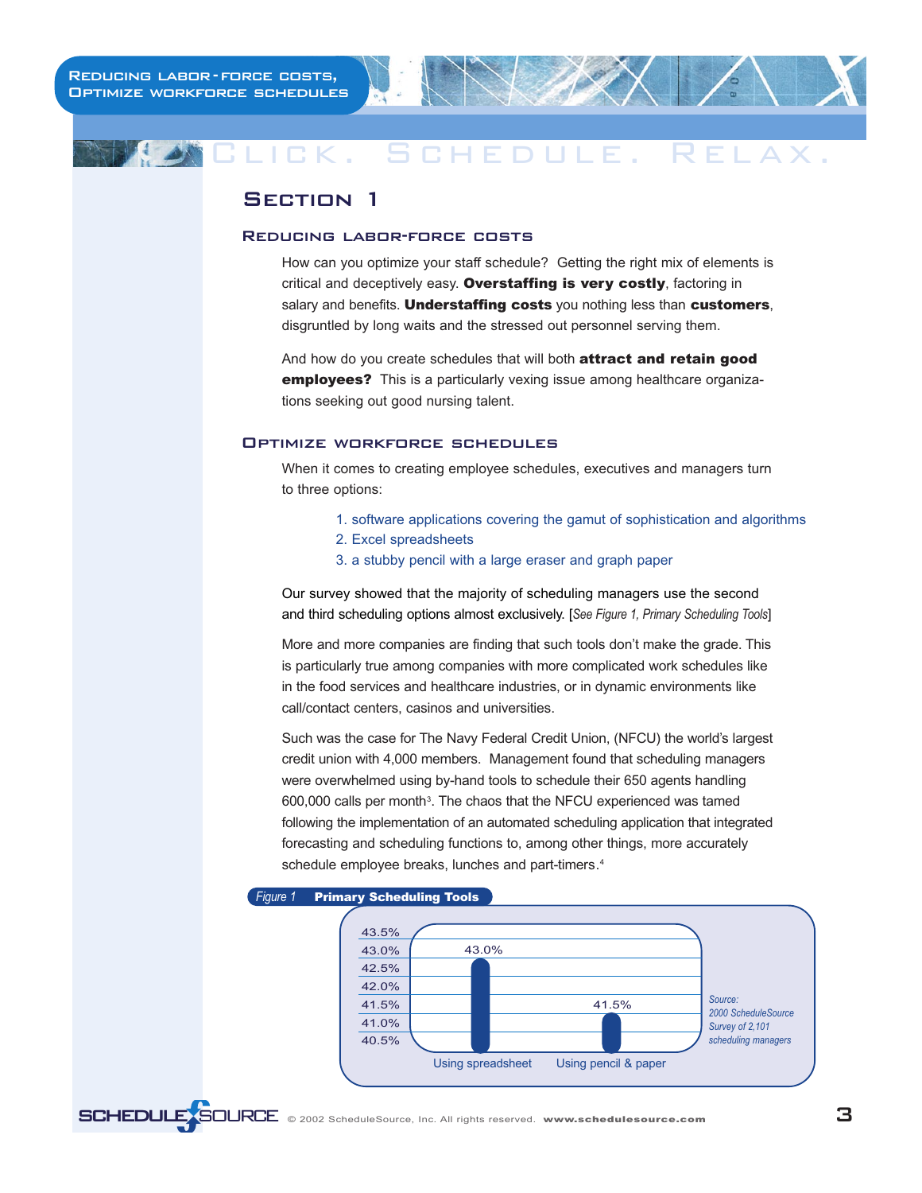# Section 1

## Reducing labor-force costs

How can you optimize your staff schedule? Getting the right mix of elements is critical and deceptively easy. **Overstaffing is very costly**, factoring in salary and benefits. **Understaffing costs** you nothing less than **customers**, disgruntled by long waits and the stressed out personnel serving them.

And how do you create schedules that will both **attract and retain good employees?** This is a particularly vexing issue among healthcare organizations seeking out good nursing talent.

## Optimize workforce schedules

When it comes to creating employee schedules, executives and managers turn to three options:

1. software applications covering the gamut of sophistication and algorithms
2. Excel spreadsheets
3. a stubby pencil with a large eraser and graph paper

Our survey showed that the majority of scheduling managers use the second and third scheduling options almost exclusively. [*See Figure 1, Primary Scheduling Tools*]

More and more companies are finding that such tools don't make the grade. This is particularly true among companies with more complicated work schedules like in the food services and healthcare industries, or in dynamic environments like call/contact centers, casinos and universities.

Such was the case for The Navy Federal Credit Union, (NFCU) the world's largest credit union with 4,000 members. Management found that scheduling managers were overwhelmed using by-hand tools to schedule their 650 agents handling 600,000 calls per month[3]. The chaos that the NFCU experienced was tamed following the implementation of an automated scheduling application that integrated forecasting and scheduling functions to, among other things, more accurately schedule employee breaks, lunches and part-timers.[4]

*Figure 1* **Primary Scheduling Tools**

| Tool | Percentage |
|---|---|
| Using spreadsheet | 43.0% |
| Using pencil & paper | 41.5% |

*Source: 2000 ScheduleSource Survey of 2,101 scheduling managers*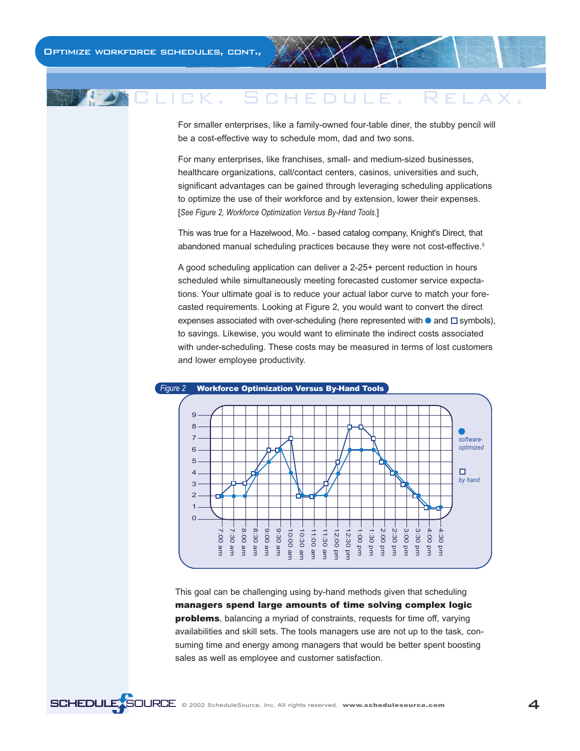# Click. Schedule. Relax.

For smaller enterprises, like a family-owned four-table diner, the stubby pencil will be a cost-effective way to schedule mom, dad and two sons.

For many enterprises, like franchises, small- and medium-sized businesses, healthcare organizations, call/contact centers, casinos, universities and such, significant advantages can be gained through leveraging scheduling applications to optimize the use of their workforce and by extension, lower their expenses. [*See Figure 2, Workforce Optimization Versus By-Hand Tools.*]

This was true for a Hazelwood, Mo. - based catalog company, Knight's Direct, that abandoned manual scheduling practices because they were not cost-effective.[5]

A good scheduling application can deliver a 2-25+ percent reduction in hours scheduled while simultaneously meeting forecasted customer service expectations. Your ultimate goal is to reduce your actual labor curve to match your forecasted requirements. Looking at Figure 2, you would want to convert the direct expenses associated with over-scheduling (here represented with ● and □ symbols), to savings. Likewise, you would want to eliminate the indirect costs associated with under-scheduling. These costs may be measured in terms of lost customers and lower employee productivity.

*Figure 2* **Workforce Optimization Versus By-Hand Tools**

| Time | software-optimized (●) | by hand (□) |
|---|---|---|
| 7:00 am | 2 | 2 |
| 7:30 am | 2 | 3 |
| 8:00 am | 2 | 3 |
| 8:30 am | 4 | 4 |
| 9:00 am | 5 | 6 |
| 9:30 am | 6 | 6 |
| 10:00 am | 4 | 7 |
| 10:30 am | 2 | 2 |
| 11:00 am | 2 | 2 |
| 11:30 am | 2 | 3 |
| 12:00 pm | 4 | 5 |
| 12:30 pm | 6 | 8 |
| 1:00 pm | 6 | 8 |
| 1:30 pm | 6 | 7 |
| 2:00 pm | 5 | 5 |
| 2:30 pm | 4 | 4 |
| 3:00 pm | 3 | 3 |
| 3:30 pm | 2 | 2 |
| 4:00 pm | 1 | 1 |
| 4:30 pm | 1 | 1 |

This goal can be challenging using by-hand methods given that scheduling **managers spend large amounts of time solving complex logic problems**, balancing a myriad of constraints, requests for time off, varying availabilities and skill sets. The tools managers use are not up to the task, consuming time and energy among managers that would be better spent boosting sales as well as employee and customer satisfaction.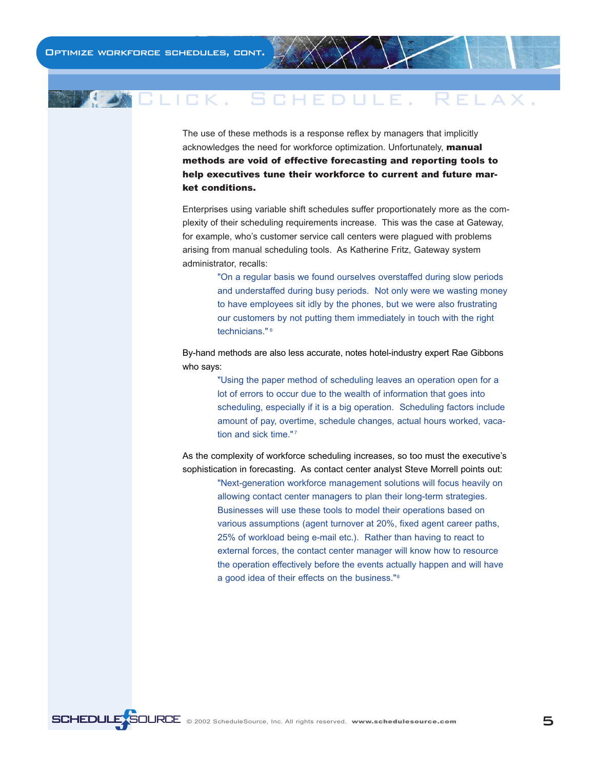The use of these methods is a response reflex by managers that implicitly acknowledges the need for workforce optimization. Unfortunately, **manual methods are void of effective forecasting and reporting tools to help executives tune their workforce to current and future market conditions.**

Enterprises using variable shift schedules suffer proportionately more as the complexity of their scheduling requirements increase. This was the case at Gateway, for example, who's customer service call centers were plagued with problems arising from manual scheduling tools. As Katherine Fritz, Gateway system administrator, recalls:

> "On a regular basis we found ourselves overstaffed during slow periods and understaffed during busy periods. Not only were we wasting money to have employees sit idly by the phones, but we were also frustrating our customers by not putting them immediately in touch with the right technicians." [6]

By-hand methods are also less accurate, notes hotel-industry expert Rae Gibbons who says:

> "Using the paper method of scheduling leaves an operation open for a lot of errors to occur due to the wealth of information that goes into scheduling, especially if it is a big operation. Scheduling factors include amount of pay, overtime, schedule changes, actual hours worked, vacation and sick time." [7]

As the complexity of workforce scheduling increases, so too must the executive's sophistication in forecasting. As contact center analyst Steve Morrell points out:

> "Next-generation workforce management solutions will focus heavily on allowing contact center managers to plan their long-term strategies. Businesses will use these tools to model their operations based on various assumptions (agent turnover at 20%, fixed agent career paths, 25% of workload being e-mail etc.). Rather than having to react to external forces, the contact center manager will know how to resource the operation effectively before the events actually happen and will have a good idea of their effects on the business." [8]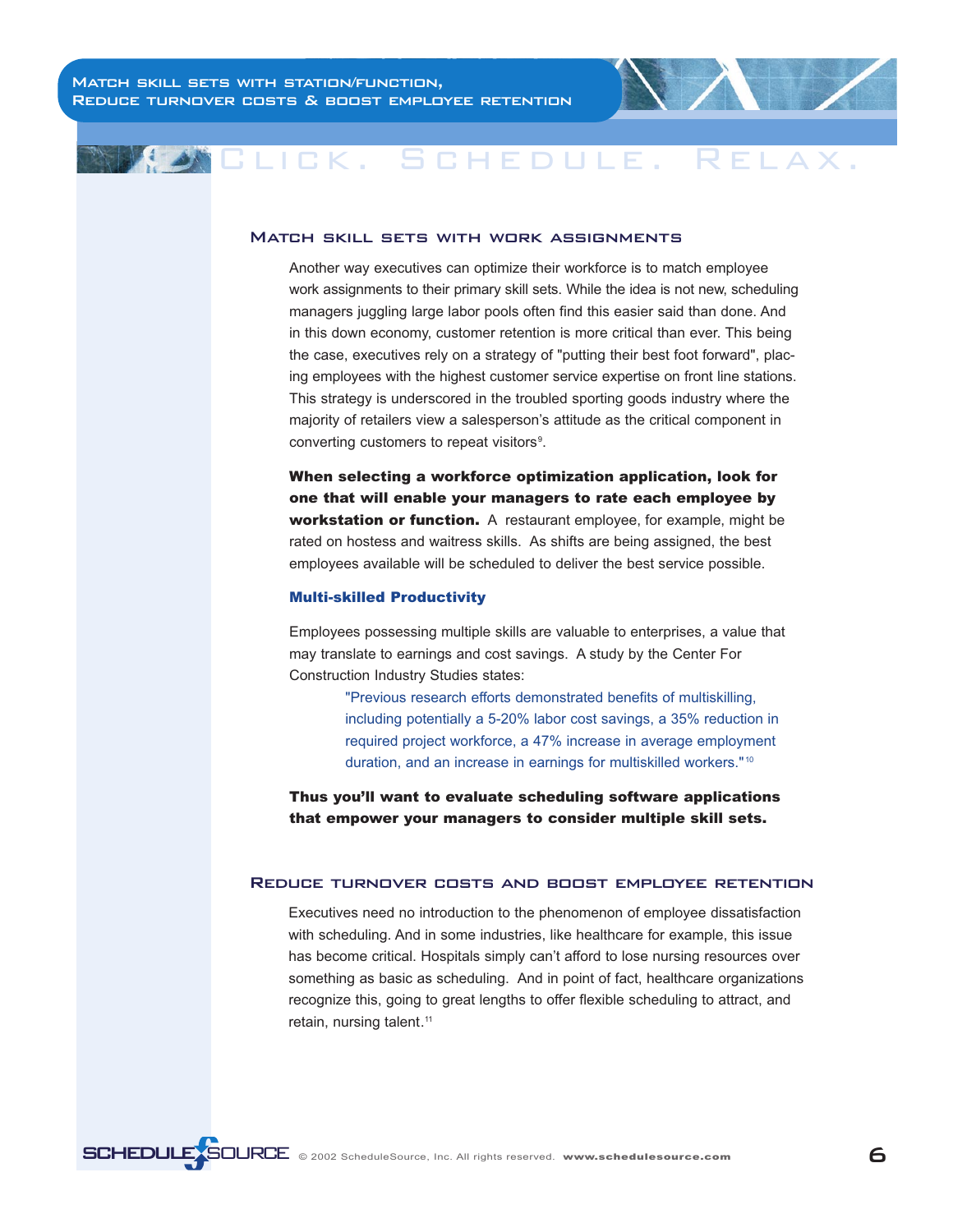## Match skill sets with work assignments

Another way executives can optimize their workforce is to match employee work assignments to their primary skill sets. While the idea is not new, scheduling managers juggling large labor pools often find this easier said than done. And in this down economy, customer retention is more critical than ever. This being the case, executives rely on a strategy of "putting their best foot forward", placing employees with the highest customer service expertise on front line stations. This strategy is underscored in the troubled sporting goods industry where the majority of retailers view a salesperson's attitude as the critical component in converting customers to repeat visitors[9].

**When selecting a workforce optimization application, look for one that will enable your managers to rate each employee by workstation or function.** A restaurant employee, for example, might be rated on hostess and waitress skills. As shifts are being assigned, the best employees available will be scheduled to deliver the best service possible.

### Multi-skilled Productivity

Employees possessing multiple skills are valuable to enterprises, a value that may translate to earnings and cost savings. A study by the Center For Construction Industry Studies states:

> "Previous research efforts demonstrated benefits of multiskilling, including potentially a 5-20% labor cost savings, a 35% reduction in required project workforce, a 47% increase in average employment duration, and an increase in earnings for multiskilled workers."[10]

**Thus you'll want to evaluate scheduling software applications that empower your managers to consider multiple skill sets.**

## Reduce turnover costs and boost employee retention

Executives need no introduction to the phenomenon of employee dissatisfaction with scheduling. And in some industries, like healthcare for example, this issue has become critical. Hospitals simply can't afford to lose nursing resources over something as basic as scheduling. And in point of fact, healthcare organizations recognize this, going to great lengths to offer flexible scheduling to attract, and retain, nursing talent.[11]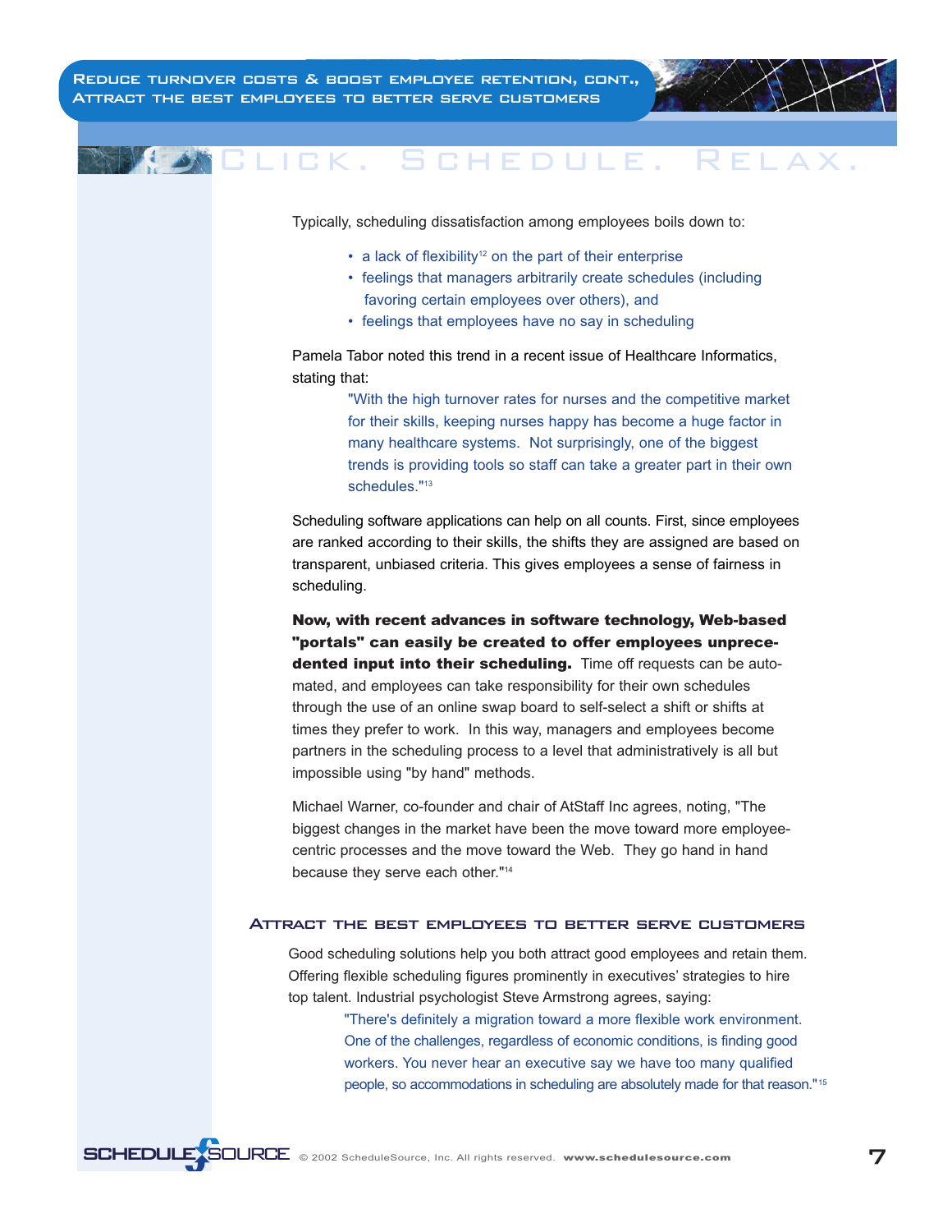Typically, scheduling dissatisfaction among employees boils down to:

- a lack of flexibility[12] on the part of their enterprise
- feelings that managers arbitrarily create schedules (including favoring certain employees over others), and
- feelings that employees have no say in scheduling

Pamela Tabor noted this trend in a recent issue of Healthcare Informatics, stating that:

> "With the high turnover rates for nurses and the competitive market for their skills, keeping nurses happy has become a huge factor in many healthcare systems. Not surprisingly, one of the biggest trends is providing tools so staff can take a greater part in their own schedules."[13]

Scheduling software applications can help on all counts. First, since employees are ranked according to their skills, the shifts they are assigned are based on transparent, unbiased criteria. This gives employees a sense of fairness in scheduling.

**Now, with recent advances in software technology, Web-based "portals" can easily be created to offer employees unprecedented input into their scheduling.** Time off requests can be automated, and employees can take responsibility for their own schedules through the use of an online swap board to self-select a shift or shifts at times they prefer to work. In this way, managers and employees become partners in the scheduling process to a level that administratively is all but impossible using "by hand" methods.

Michael Warner, co-founder and chair of AtStaff Inc agrees, noting, "The biggest changes in the market have been the move toward more employee-centric processes and the move toward the Web. They go hand in hand because they serve each other."[14]

## Attract the best employees to better serve customers

Good scheduling solutions help you both attract good employees and retain them. Offering flexible scheduling figures prominently in executives' strategies to hire top talent. Industrial psychologist Steve Armstrong agrees, saying:

> "There's definitely a migration toward a more flexible work environment. One of the challenges, regardless of economic conditions, is finding good workers. You never hear an executive say we have too many qualified people, so accommodations in scheduling are absolutely made for that reason."[15]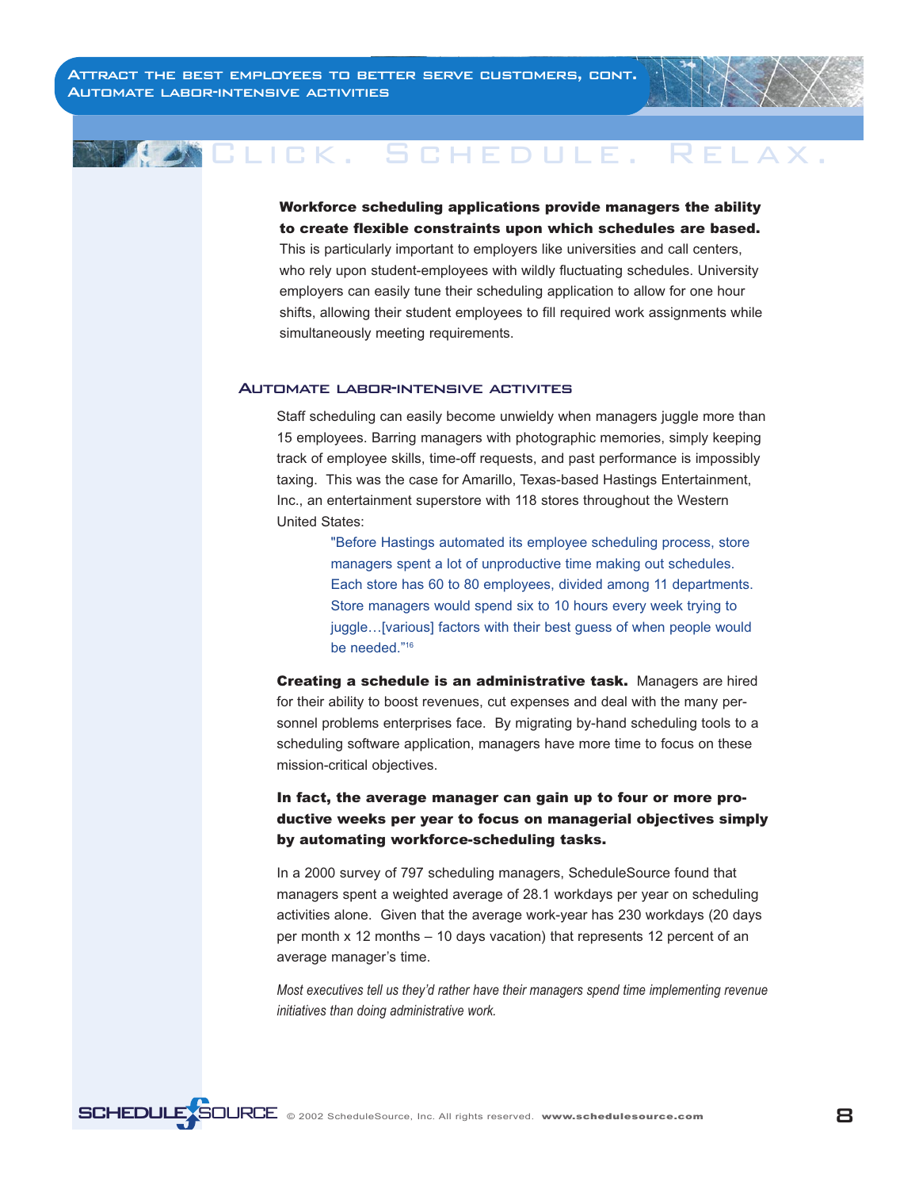**Workforce scheduling applications provide managers the ability to create flexible constraints upon which schedules are based.** This is particularly important to employers like universities and call centers, who rely upon student-employees with wildly fluctuating schedules. University employers can easily tune their scheduling application to allow for one hour shifts, allowing their student employees to fill required work assignments while simultaneously meeting requirements.

## Automate labor-intensive activites

Staff scheduling can easily become unwieldy when managers juggle more than 15 employees. Barring managers with photographic memories, simply keeping track of employee skills, time-off requests, and past performance is impossibly taxing. This was the case for Amarillo, Texas-based Hastings Entertainment, Inc., an entertainment superstore with 118 stores throughout the Western United States:

> "Before Hastings automated its employee scheduling process, store managers spent a lot of unproductive time making out schedules. Each store has 60 to 80 employees, divided among 11 departments. Store managers would spend six to 10 hours every week trying to juggle…[various] factors with their best guess of when people would be needed."[16]

**Creating a schedule is an administrative task.** Managers are hired for their ability to boost revenues, cut expenses and deal with the many personnel problems enterprises face. By migrating by-hand scheduling tools to a scheduling software application, managers have more time to focus on these mission-critical objectives.

**In fact, the average manager can gain up to four or more productive weeks per year to focus on managerial objectives simply by automating workforce-scheduling tasks.**

In a 2000 survey of 797 scheduling managers, ScheduleSource found that managers spent a weighted average of 28.1 workdays per year on scheduling activities alone. Given that the average work-year has 230 workdays (20 days per month x 12 months – 10 days vacation) that represents 12 percent of an average manager's time.

*Most executives tell us they'd rather have their managers spend time implementing revenue initiatives than doing administrative work.*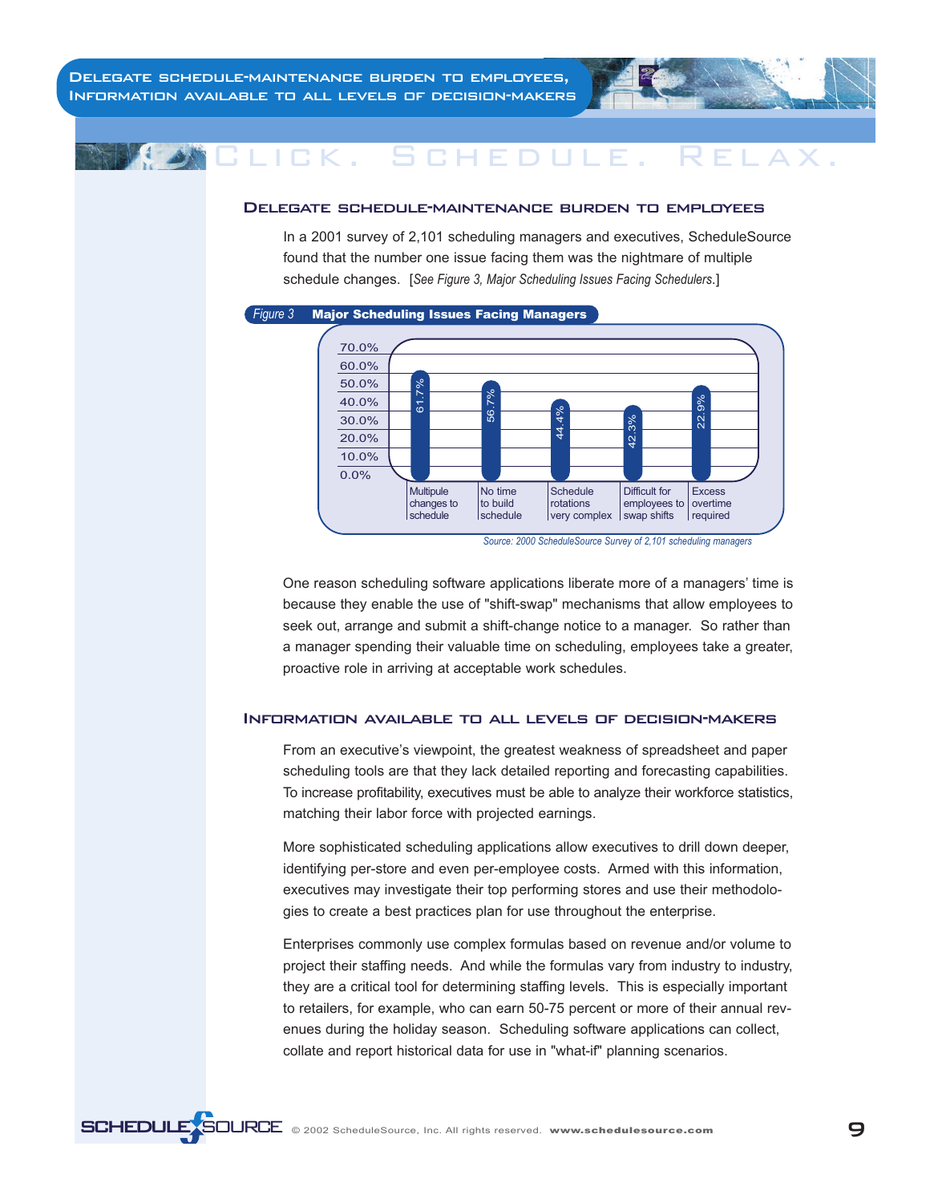## Delegate schedule-maintenance burden to employees

In a 2001 survey of 2,101 scheduling managers and executives, ScheduleSource found that the number one issue facing them was the nightmare of multiple schedule changes. [*See Figure 3, Major Scheduling Issues Facing Schedulers*.]

*Figure 3* **Major Scheduling Issues Facing Managers**

| Issue | Percentage |
| --- | --- |
| Multiple changes to schedule | 61.7% |
| No time to build schedule | 56.7% |
| Schedule rotations very complex | 44.4% |
| Difficult for employees to swap shifts | 42.3% |
| Excess overtime required | 22.9% |

*Source: 2000 ScheduleSource Survey of 2,101 scheduling managers*

One reason scheduling software applications liberate more of a managers' time is because they enable the use of "shift-swap" mechanisms that allow employees to seek out, arrange and submit a shift-change notice to a manager. So rather than a manager spending their valuable time on scheduling, employees take a greater, proactive role in arriving at acceptable work schedules.

## Information available to all levels of decision-makers

From an executive's viewpoint, the greatest weakness of spreadsheet and paper scheduling tools are that they lack detailed reporting and forecasting capabilities. To increase profitability, executives must be able to analyze their workforce statistics, matching their labor force with projected earnings.

More sophisticated scheduling applications allow executives to drill down deeper, identifying per-store and even per-employee costs. Armed with this information, executives may investigate their top performing stores and use their methodologies to create a best practices plan for use throughout the enterprise.

Enterprises commonly use complex formulas based on revenue and/or volume to project their staffing needs. And while the formulas vary from industry to industry, they are a critical tool for determining staffing levels. This is especially important to retailers, for example, who can earn 50-75 percent or more of their annual revenues during the holiday season. Scheduling software applications can collect, collate and report historical data for use in "what-if" planning scenarios.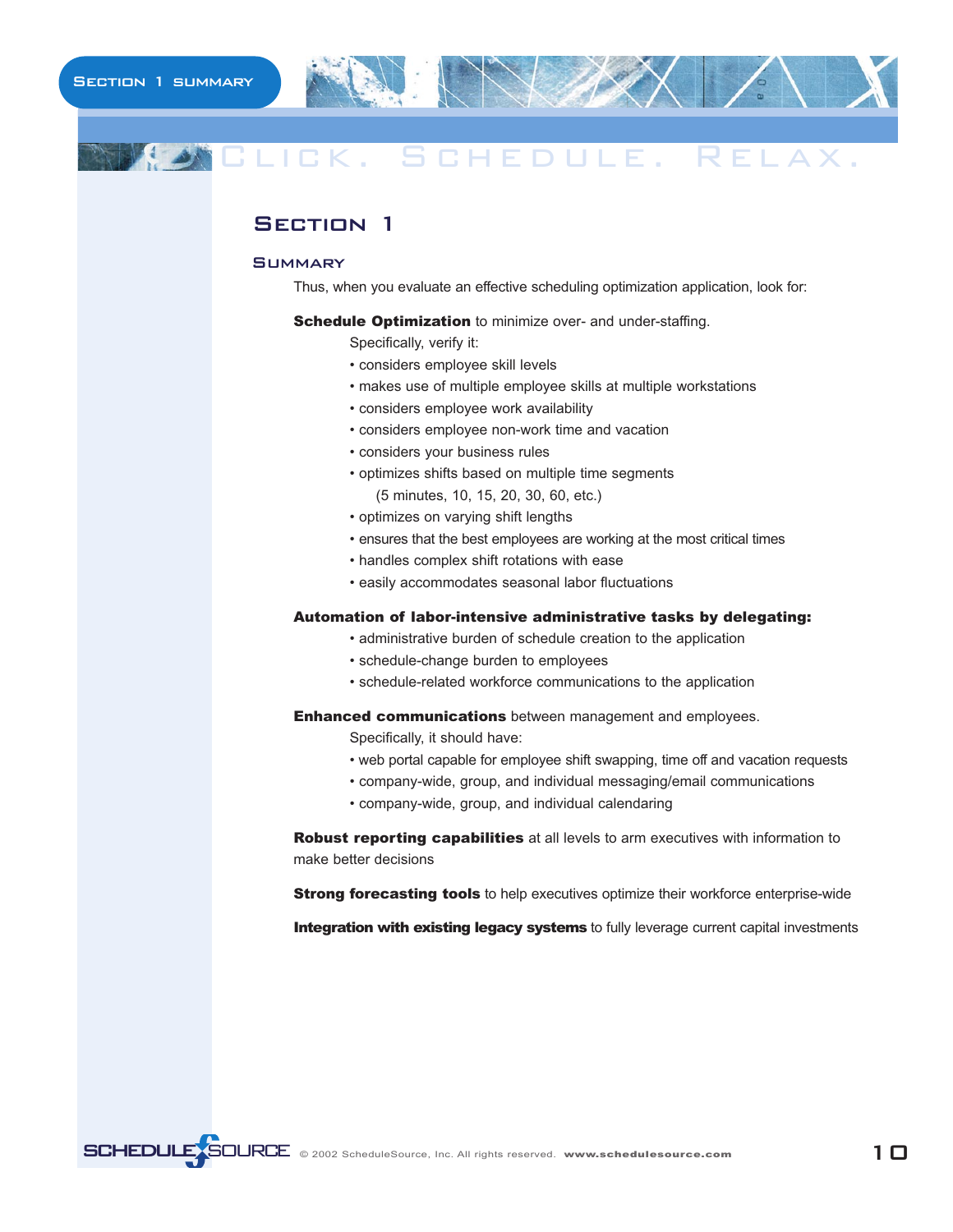# Section 1

## Summary

Thus, when you evaluate an effective scheduling optimization application, look for:

**Schedule Optimization** to minimize over- and under-staffing.

Specifically, verify it:

- considers employee skill levels
- makes use of multiple employee skills at multiple workstations
- considers employee work availability
- considers employee non-work time and vacation
- considers your business rules
- optimizes shifts based on multiple time segments (5 minutes, 10, 15, 20, 30, 60, etc.)
- optimizes on varying shift lengths
- ensures that the best employees are working at the most critical times
- handles complex shift rotations with ease
- easily accommodates seasonal labor fluctuations

**Automation of labor-intensive administrative tasks by delegating:**

- administrative burden of schedule creation to the application
- schedule-change burden to employees
- schedule-related workforce communications to the application

**Enhanced communications** between management and employees.

Specifically, it should have:

- web portal capable for employee shift swapping, time off and vacation requests
- company-wide, group, and individual messaging/email communications
- company-wide, group, and individual calendaring

**Robust reporting capabilities** at all levels to arm executives with information to make better decisions

**Strong forecasting tools** to help executives optimize their workforce enterprise-wide

**Integration with existing legacy systems** to fully leverage current capital investments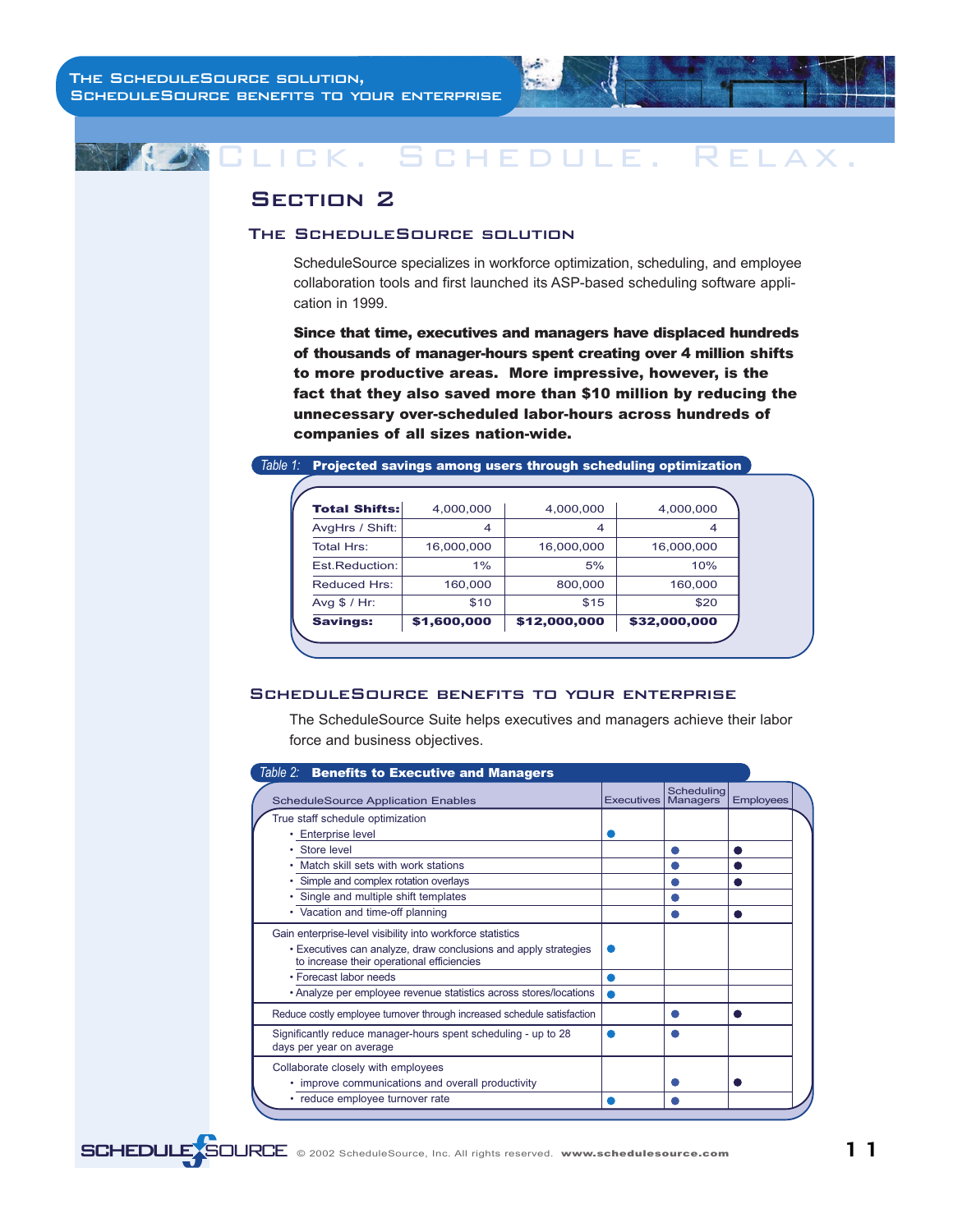Click. Schedule. Relax.

# Section 2

## The ScheduleSource solution

ScheduleSource specializes in workforce optimization, scheduling, and employee collaboration tools and first launched its ASP-based scheduling software application in 1999.

**Since that time, executives and managers have displaced hundreds of thousands of manager-hours spent creating over 4 million shifts to more productive areas. More impressive, however, is the fact that they also saved more than $10 million by reducing the unnecessary over-scheduled labor-hours across hundreds of companies of all sizes nation-wide.**

*Table 1:* **Projected savings among users through scheduling optimization**

| **Total Shifts:** | 4,000,000 | 4,000,000 | 4,000,000 |
|---|---|---|---|
| AvgHrs / Shift: | 4 | 4 | 4 |
| Total Hrs: | 16,000,000 | 16,000,000 | 16,000,000 |
| Est.Reduction: | 1% | 5% | 10% |
| Reduced Hrs: | 160,000 | 800,000 | 160,000 |
| Avg $ / Hr: | $10 | $15 | $20 |
| **Savings:** | **$1,600,000** | **$12,000,000** | **$32,000,000** |

## ScheduleSource benefits to your enterprise

The ScheduleSource Suite helps executives and managers achieve their labor force and business objectives.

*Table 2:* **Benefits to Executive and Managers**

| ScheduleSource Application Enables | Executives | Scheduling Managers | Employees |
|---|---|---|---|
| True staff schedule optimization | | | |
| • Enterprise level | ● | | |
| • Store level | | ● | ● |
| • Match skill sets with work stations | | ● | ● |
| • Simple and complex rotation overlays | | ● | ● |
| • Single and multiple shift templates | | ● | |
| • Vacation and time-off planning | | ● | ● |
| Gain enterprise-level visibility into workforce statistics | | | |
| • Executives can analyze, draw conclusions and apply strategies to increase their operational efficiencies | ● | | |
| • Forecast labor needs | ● | | |
| • Analyze per employee revenue statistics across stores/locations | ● | | |
| Reduce costly employee turnover through increased schedule satisfaction | | ● | ● |
| Significantly reduce manager-hours spent scheduling - up to 28 days per year on average | ● | ● | |
| Collaborate closely with employees | | | |
| • improve communications and overall productivity | | ● | ● |
| • reduce employee turnover rate | ● | ● | |

© 2002 ScheduleSource, Inc. All rights reserved. **www.schedulesource.com**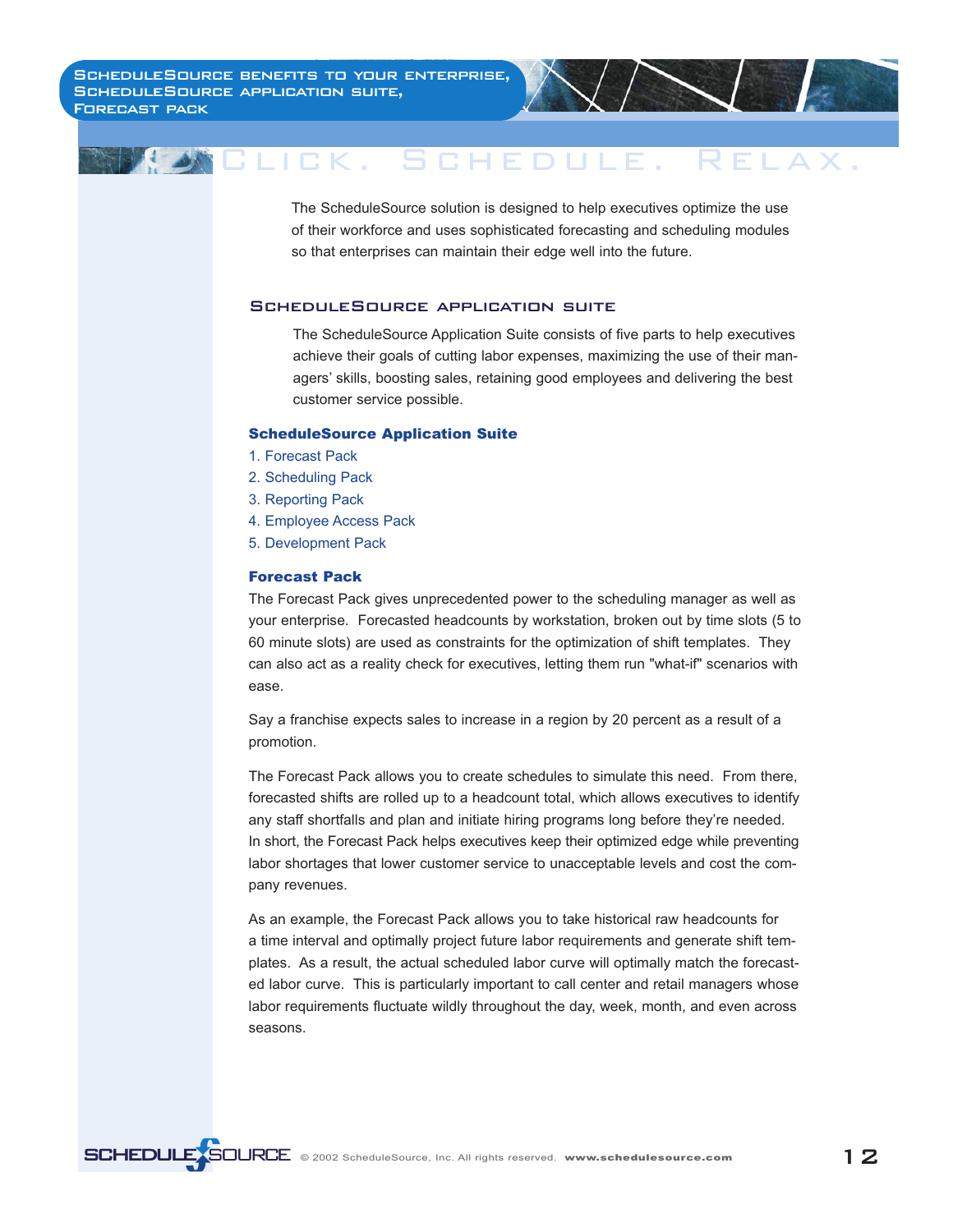# Click. Schedule. Relax.

The ScheduleSource solution is designed to help executives optimize the use of their workforce and uses sophisticated forecasting and scheduling modules so that enterprises can maintain their edge well into the future.

## ScheduleSource application suite

The ScheduleSource Application Suite consists of five parts to help executives achieve their goals of cutting labor expenses, maximizing the use of their managers' skills, boosting sales, retaining good employees and delivering the best customer service possible.

### ScheduleSource Application Suite

1. Forecast Pack
2. Scheduling Pack
3. Reporting Pack
4. Employee Access Pack
5. Development Pack

### Forecast Pack

The Forecast Pack gives unprecedented power to the scheduling manager as well as your enterprise. Forecasted headcounts by workstation, broken out by time slots (5 to 60 minute slots) are used as constraints for the optimization of shift templates. They can also act as a reality check for executives, letting them run "what-if" scenarios with ease.

Say a franchise expects sales to increase in a region by 20 percent as a result of a promotion.

The Forecast Pack allows you to create schedules to simulate this need. From there, forecasted shifts are rolled up to a headcount total, which allows executives to identify any staff shortfalls and plan and initiate hiring programs long before they're needed. In short, the Forecast Pack helps executives keep their optimized edge while preventing labor shortages that lower customer service to unacceptable levels and cost the company revenues.

As an example, the Forecast Pack allows you to take historical raw headcounts for a time interval and optimally project future labor requirements and generate shift templates. As a result, the actual scheduled labor curve will optimally match the forecasted labor curve. This is particularly important to call center and retail managers whose labor requirements fluctuate wildly throughout the day, week, month, and even across seasons.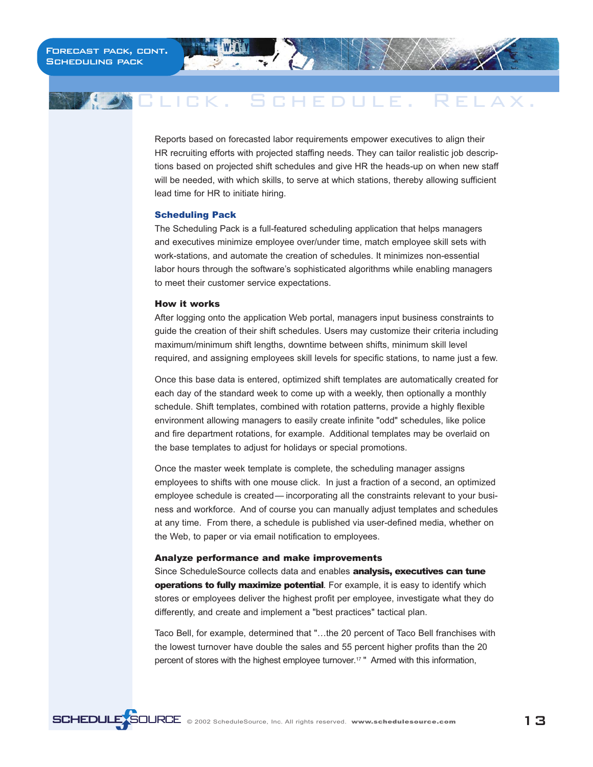Reports based on forecasted labor requirements empower executives to align their HR recruiting efforts with projected staffing needs. They can tailor realistic job descriptions based on projected shift schedules and give HR the heads-up on when new staff will be needed, with which skills, to serve at which stations, thereby allowing sufficient lead time for HR to initiate hiring.

### Scheduling Pack

The Scheduling Pack is a full-featured scheduling application that helps managers and executives minimize employee over/under time, match employee skill sets with work-stations, and automate the creation of schedules. It minimizes non-essential labor hours through the software's sophisticated algorithms while enabling managers to meet their customer service expectations.

#### How it works

After logging onto the application Web portal, managers input business constraints to guide the creation of their shift schedules. Users may customize their criteria including maximum/minimum shift lengths, downtime between shifts, minimum skill level required, and assigning employees skill levels for specific stations, to name just a few.

Once this base data is entered, optimized shift templates are automatically created for each day of the standard week to come up with a weekly, then optionally a monthly schedule. Shift templates, combined with rotation patterns, provide a highly flexible environment allowing managers to easily create infinite "odd" schedules, like police and fire department rotations, for example. Additional templates may be overlaid on the base templates to adjust for holidays or special promotions.

Once the master week template is complete, the scheduling manager assigns employees to shifts with one mouse click. In just a fraction of a second, an optimized employee schedule is created— incorporating all the constraints relevant to your business and workforce. And of course you can manually adjust templates and schedules at any time. From there, a schedule is published via user-defined media, whether on the Web, to paper or via email notification to employees.

#### Analyze performance and make improvements

Since ScheduleSource collects data and enables **analysis, executives can tune operations to fully maximize potential**. For example, it is easy to identify which stores or employees deliver the highest profit per employee, investigate what they do differently, and create and implement a "best practices" tactical plan.

Taco Bell, for example, determined that "…the 20 percent of Taco Bell franchises with the lowest turnover have double the sales and 55 percent higher profits than the 20 percent of stores with the highest employee turnover.[17]" Armed with this information,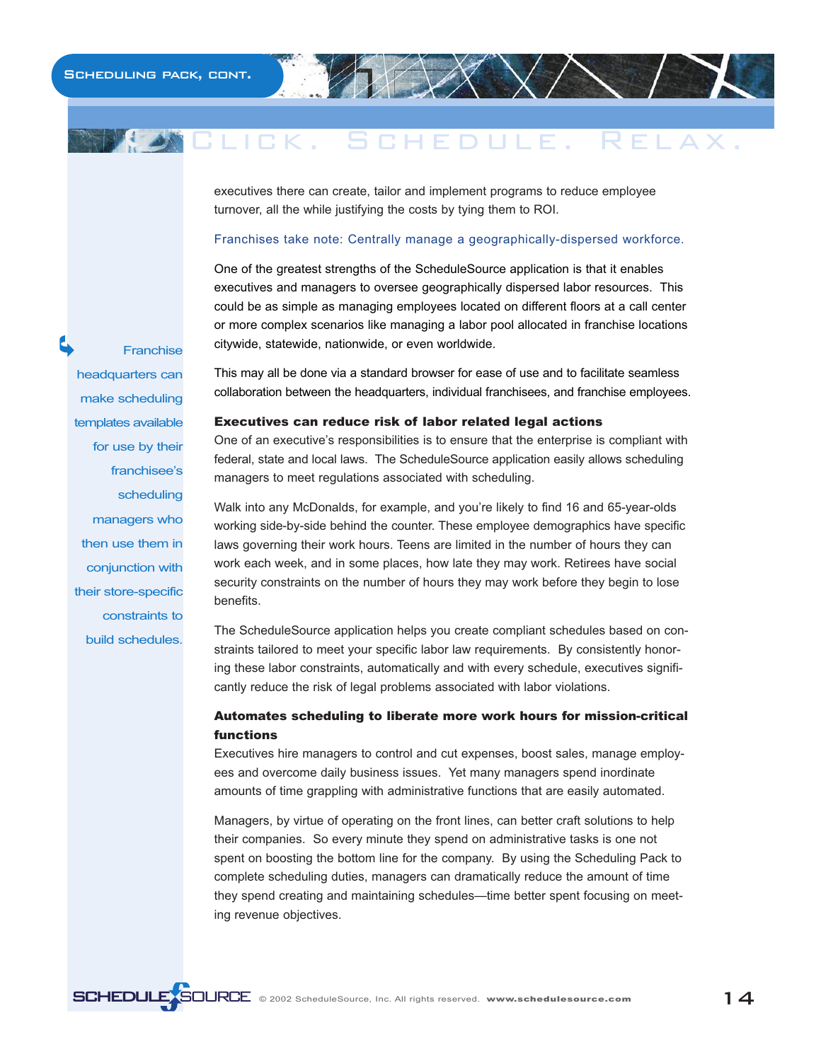executives there can create, tailor and implement programs to reduce employee turnover, all the while justifying the costs by tying them to ROI.

Franchises take note: Centrally manage a geographically-dispersed workforce.

One of the greatest strengths of the ScheduleSource application is that it enables executives and managers to oversee geographically dispersed labor resources. This could be as simple as managing employees located on different floors at a call center or more complex scenarios like managing a labor pool allocated in franchise locations citywide, statewide, nationwide, or even worldwide.

> Franchise headquarters can make scheduling templates available for use by their franchisee's scheduling managers who then use them in conjunction with their store-specific constraints to build schedules.

This may all be done via a standard browser for ease of use and to facilitate seamless collaboration between the headquarters, individual franchisees, and franchise employees.

**Executives can reduce risk of labor related legal actions**

One of an executive's responsibilities is to ensure that the enterprise is compliant with federal, state and local laws. The ScheduleSource application easily allows scheduling managers to meet regulations associated with scheduling.

Walk into any McDonalds, for example, and you're likely to find 16 and 65-year-olds working side-by-side behind the counter. These employee demographics have specific laws governing their work hours. Teens are limited in the number of hours they can work each week, and in some places, how late they may work. Retirees have social security constraints on the number of hours they may work before they begin to lose benefits.

The ScheduleSource application helps you create compliant schedules based on constraints tailored to meet your specific labor law requirements. By consistently honoring these labor constraints, automatically and with every schedule, executives significantly reduce the risk of legal problems associated with labor violations.

**Automates scheduling to liberate more work hours for mission-critical functions**

Executives hire managers to control and cut expenses, boost sales, manage employees and overcome daily business issues. Yet many managers spend inordinate amounts of time grappling with administrative functions that are easily automated.

Managers, by virtue of operating on the front lines, can better craft solutions to help their companies. So every minute they spend on administrative tasks is one not spent on boosting the bottom line for the company. By using the Scheduling Pack to complete scheduling duties, managers can dramatically reduce the amount of time they spend creating and maintaining schedules—time better spent focusing on meeting revenue objectives.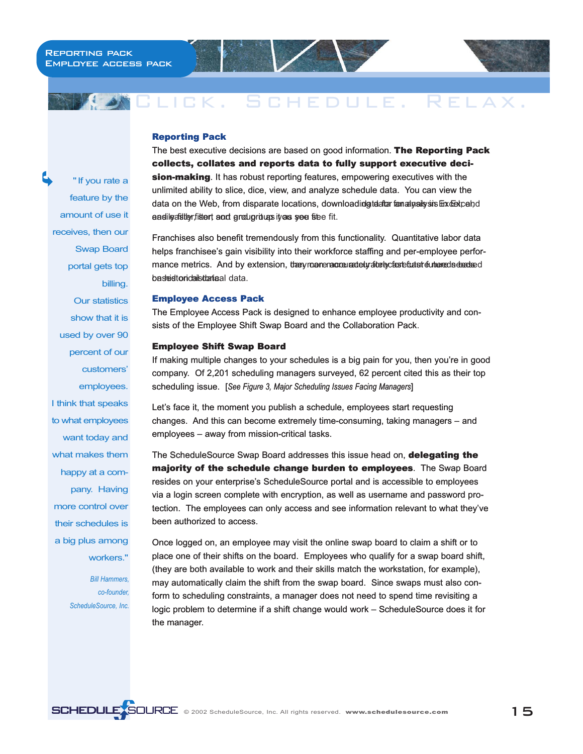## Reporting Pack

The best executive decisions are based on good information. **The Reporting Pack collects, collates and reports data to fully support executive decision-making**. It has robust reporting features, empowering executives with the unlimited ability to slice, dice, view, and analyze schedule data. You can view the data on the Web, from disparate locations, download data for analysis in Excel, and easily filter, sort and group it as you see fit.

Franchises also benefit tremendously from this functionality. Quantitative labor data helps franchisee's gain visibility into their workforce staffing and per-employee performance metrics. And by extension, they can more accurately forecast future needs based on historical data.

## Employee Access Pack

The Employee Access Pack is designed to enhance employee productivity and consists of the Employee Shift Swap Board and the Collaboration Pack.

### Employee Shift Swap Board

If making multiple changes to your schedules is a big pain for you, then you're in good company. Of 2,201 scheduling managers surveyed, 62 percent cited this as their top scheduling issue. [*See Figure 3, Major Scheduling Issues Facing Managers*]

Let's face it, the moment you publish a schedule, employees start requesting changes. And this can become extremely time-consuming, taking managers – and employees – away from mission-critical tasks.

The ScheduleSource Swap Board addresses this issue head on, **delegating the majority of the schedule change burden to employees**. The Swap Board resides on your enterprise's ScheduleSource portal and is accessible to employees via a login screen complete with encryption, as well as username and password protection. The employees can only access and see information relevant to what they've been authorized to access.

Once logged on, an employee may visit the online swap board to claim a shift or to place one of their shifts on the board. Employees who qualify for a swap board shift, (they are both available to work and their skills match the workstation, for example), may automatically claim the shift from the swap board. Since swaps must also conform to scheduling constraints, a manager does not need to spend time revisiting a logic problem to determine if a shift change would work – ScheduleSource does it for the manager.

> "If you rate a feature by the amount of use it receives, then our Swap Board portal gets top billing. Our statistics show that it is used by over 90 percent of our customers' employees. I think that speaks to what employees want today and what makes them happy at a company. Having more control over their schedules is a big plus among workers."
>
> *Bill Hammers, co-founder, ScheduleSource, Inc.*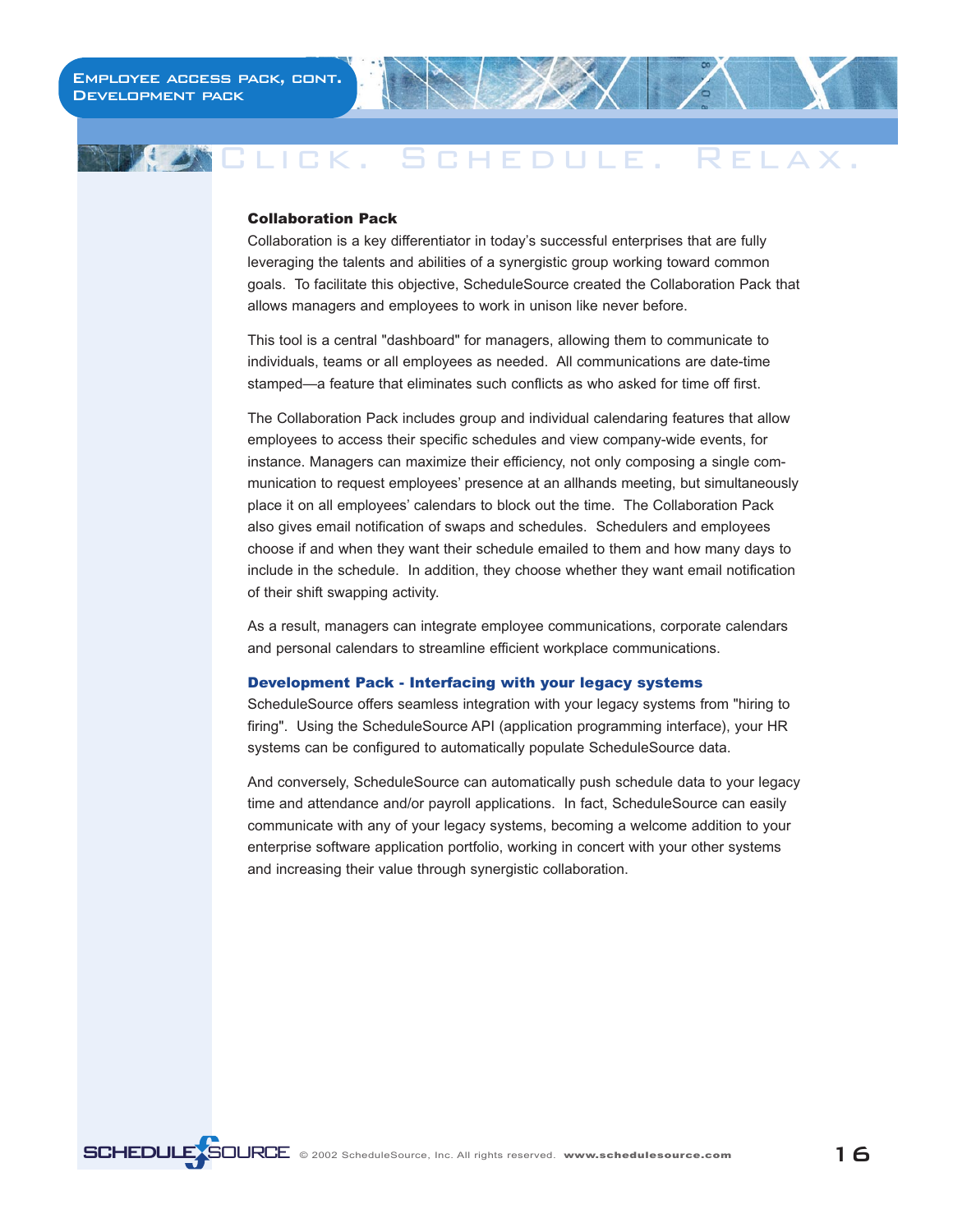## Collaboration Pack

Collaboration is a key differentiator in today's successful enterprises that are fully leveraging the talents and abilities of a synergistic group working toward common goals. To facilitate this objective, ScheduleSource created the Collaboration Pack that allows managers and employees to work in unison like never before.

This tool is a central "dashboard" for managers, allowing them to communicate to individuals, teams or all employees as needed. All communications are date-time stamped—a feature that eliminates such conflicts as who asked for time off first.

The Collaboration Pack includes group and individual calendaring features that allow employees to access their specific schedules and view company-wide events, for instance. Managers can maximize their efficiency, not only composing a single communication to request employees' presence at an allhands meeting, but simultaneously place it on all employees' calendars to block out the time. The Collaboration Pack also gives email notification of swaps and schedules. Schedulers and employees choose if and when they want their schedule emailed to them and how many days to include in the schedule. In addition, they choose whether they want email notification of their shift swapping activity.

As a result, managers can integrate employee communications, corporate calendars and personal calendars to streamline efficient workplace communications.

## Development Pack - Interfacing with your legacy systems

ScheduleSource offers seamless integration with your legacy systems from "hiring to firing". Using the ScheduleSource API (application programming interface), your HR systems can be configured to automatically populate ScheduleSource data.

And conversely, ScheduleSource can automatically push schedule data to your legacy time and attendance and/or payroll applications. In fact, ScheduleSource can easily communicate with any of your legacy systems, becoming a welcome addition to your enterprise software application portfolio, working in concert with your other systems and increasing their value through synergistic collaboration.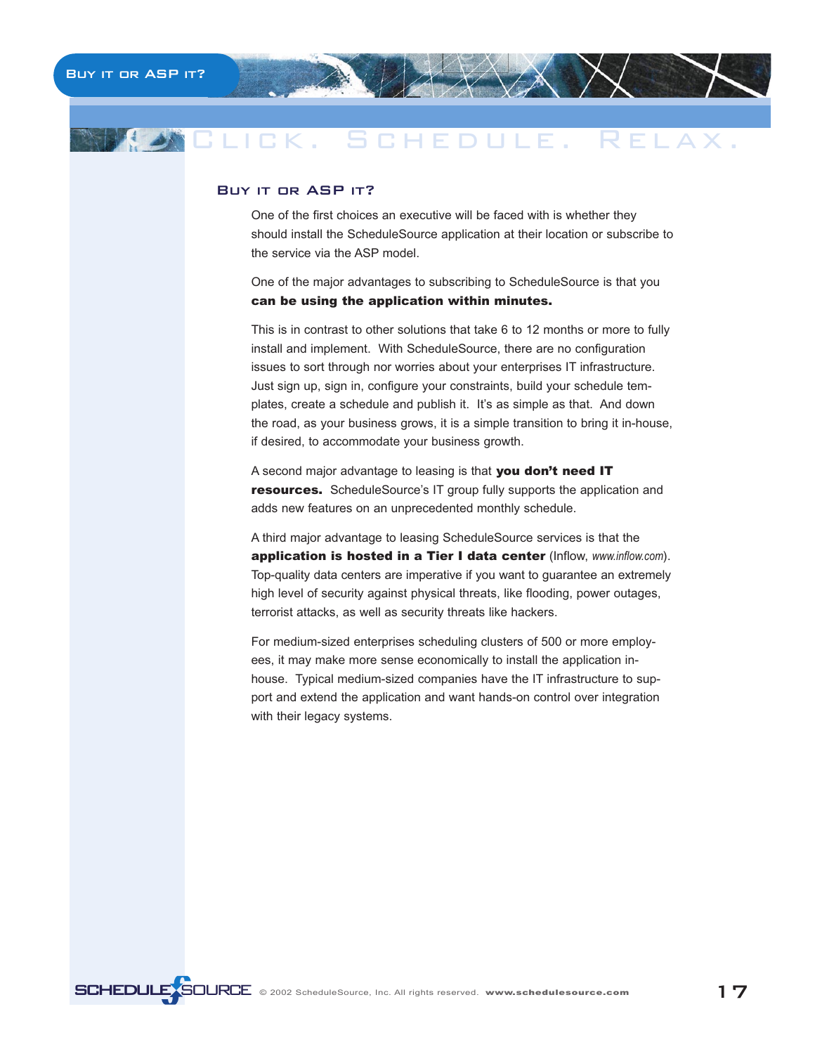## Buy it or ASP it?

One of the first choices an executive will be faced with is whether they should install the ScheduleSource application at their location or subscribe to the service via the ASP model.

One of the major advantages to subscribing to ScheduleSource is that you **can be using the application within minutes.**

This is in contrast to other solutions that take 6 to 12 months or more to fully install and implement. With ScheduleSource, there are no configuration issues to sort through nor worries about your enterprises IT infrastructure. Just sign up, sign in, configure your constraints, build your schedule templates, create a schedule and publish it. It's as simple as that. And down the road, as your business grows, it is a simple transition to bring it in-house, if desired, to accommodate your business growth.

A second major advantage to leasing is that **you don't need IT resources.** ScheduleSource's IT group fully supports the application and adds new features on an unprecedented monthly schedule.

A third major advantage to leasing ScheduleSource services is that the **application is hosted in a Tier I data center** (Inflow, *www.inflow.com*). Top-quality data centers are imperative if you want to guarantee an extremely high level of security against physical threats, like flooding, power outages, terrorist attacks, as well as security threats like hackers.

For medium-sized enterprises scheduling clusters of 500 or more employees, it may make more sense economically to install the application in-house. Typical medium-sized companies have the IT infrastructure to support and extend the application and want hands-on control over integration with their legacy systems.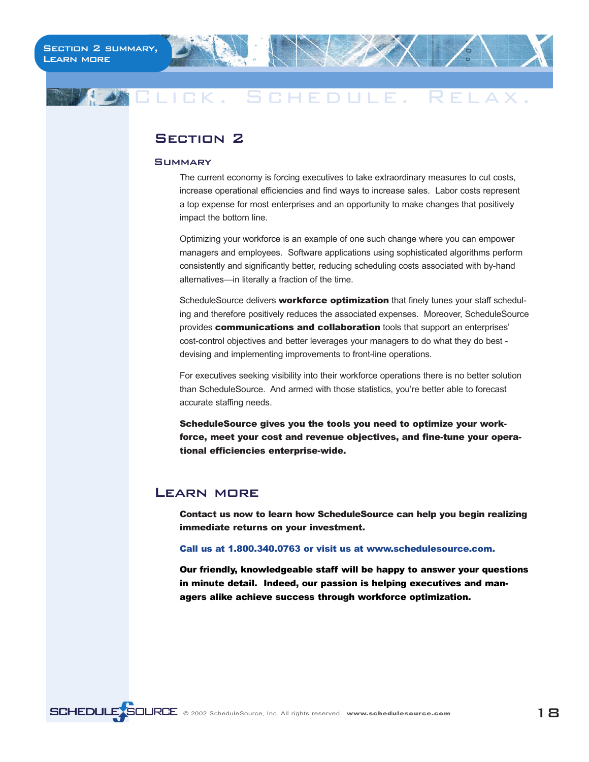## Section 2

### Summary

The current economy is forcing executives to take extraordinary measures to cut costs, increase operational efficiencies and find ways to increase sales. Labor costs represent a top expense for most enterprises and an opportunity to make changes that positively impact the bottom line.

Optimizing your workforce is an example of one such change where you can empower managers and employees. Software applications using sophisticated algorithms perform consistently and significantly better, reducing scheduling costs associated with by-hand alternatives—in literally a fraction of the time.

ScheduleSource delivers **workforce optimization** that finely tunes your staff scheduling and therefore positively reduces the associated expenses. Moreover, ScheduleSource provides **communications and collaboration** tools that support an enterprises' cost-control objectives and better leverages your managers to do what they do best - devising and implementing improvements to front-line operations.

For executives seeking visibility into their workforce operations there is no better solution than ScheduleSource. And armed with those statistics, you're better able to forecast accurate staffing needs.

**ScheduleSource gives you the tools you need to optimize your workforce, meet your cost and revenue objectives, and fine-tune your operational efficiencies enterprise-wide.**

## Learn more

**Contact us now to learn how ScheduleSource can help you begin realizing immediate returns on your investment.**

**Call us at 1.800.340.0763 or visit us at www.schedulesource.com.**

**Our friendly, knowledgeable staff will be happy to answer your questions in minute detail. Indeed, our passion is helping executives and managers alike achieve success through workforce optimization.**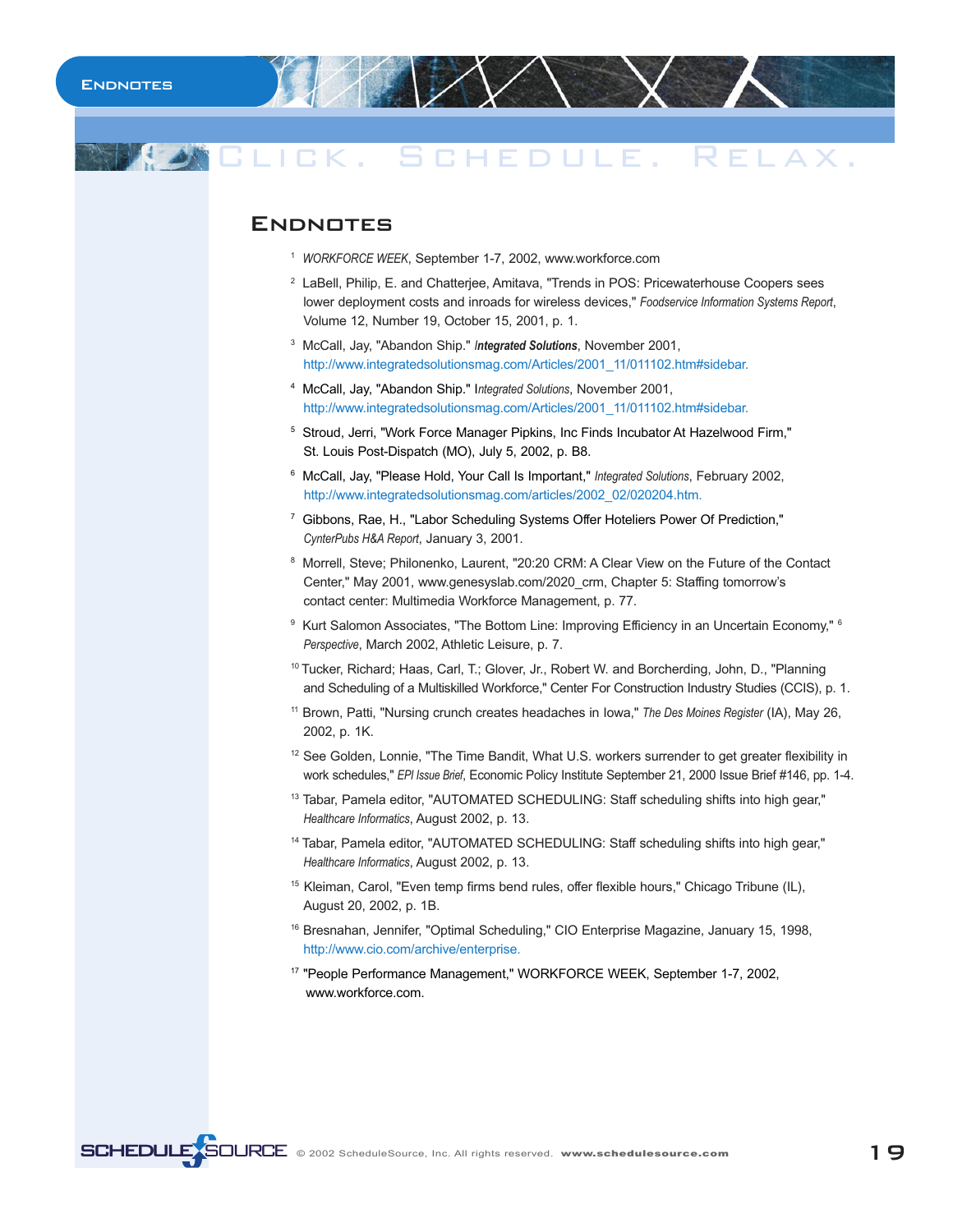# Endnotes

[1] *WORKFORCE WEEK*, September 1-7, 2002, www.workforce.com

[2] LaBell, Philip, E. and Chatterjee, Amitava, "Trends in POS: Pricewaterhouse Coopers sees lower deployment costs and inroads for wireless devices," *Foodservice Information Systems Report*, Volume 12, Number 19, October 15, 2001, p. 1.

[3] McCall, Jay, "Abandon Ship." ***Integrated Solutions***, November 2001, http://www.integratedsolutionsmag.com/Articles/2001_11/011102.htm#sidebar.

[4] McCall, Jay, "Abandon Ship." *Integrated Solutions*, November 2001, http://www.integratedsolutionsmag.com/Articles/2001_11/011102.htm#sidebar.

[5] Stroud, Jerri, "Work Force Manager Pipkins, Inc Finds Incubator At Hazelwood Firm," St. Louis Post-Dispatch (MO), July 5, 2002, p. B8.

[6] McCall, Jay, "Please Hold, Your Call Is Important," *Integrated Solutions*, February 2002, http://www.integratedsolutionsmag.com/articles/2002_02/020204.htm.

[7] Gibbons, Rae, H., "Labor Scheduling Systems Offer Hoteliers Power Of Prediction," *CynterPubs H&A Report*, January 3, 2001.

[8] Morrell, Steve; Philonenko, Laurent, "20:20 CRM: A Clear View on the Future of the Contact Center," May 2001, www.genesyslab.com/2020_crm, Chapter 5: Staffing tomorrow's contact center: Multimedia Workforce Management, p. 77.

[9] Kurt Salomon Associates, "The Bottom Line: Improving Efficiency in an Uncertain Economy," [6] *Perspective*, March 2002, Athletic Leisure, p. 7.

[10] Tucker, Richard; Haas, Carl, T.; Glover, Jr., Robert W. and Borcherding, John, D., "Planning and Scheduling of a Multiskilled Workforce," Center For Construction Industry Studies (CCIS), p. 1.

[11] Brown, Patti, "Nursing crunch creates headaches in Iowa," *The Des Moines Register* (IA), May 26, 2002, p. 1K.

[12] See Golden, Lonnie, "The Time Bandit, What U.S. workers surrender to get greater flexibility in work schedules," *EPI Issue Brief*, Economic Policy Institute September 21, 2000 Issue Brief #146, pp. 1-4.

[13] Tabar, Pamela editor, "AUTOMATED SCHEDULING: Staff scheduling shifts into high gear," *Healthcare Informatics*, August 2002, p. 13.

[14] Tabar, Pamela editor, "AUTOMATED SCHEDULING: Staff scheduling shifts into high gear," *Healthcare Informatics*, August 2002, p. 13.

[15] Kleiman, Carol, "Even temp firms bend rules, offer flexible hours," Chicago Tribune (IL), August 20, 2002, p. 1B.

[16] Bresnahan, Jennifer, "Optimal Scheduling," CIO Enterprise Magazine, January 15, 1998, http://www.cio.com/archive/enterprise.

[17] "People Performance Management," WORKFORCE WEEK, September 1-7, 2002, www.workforce.com.